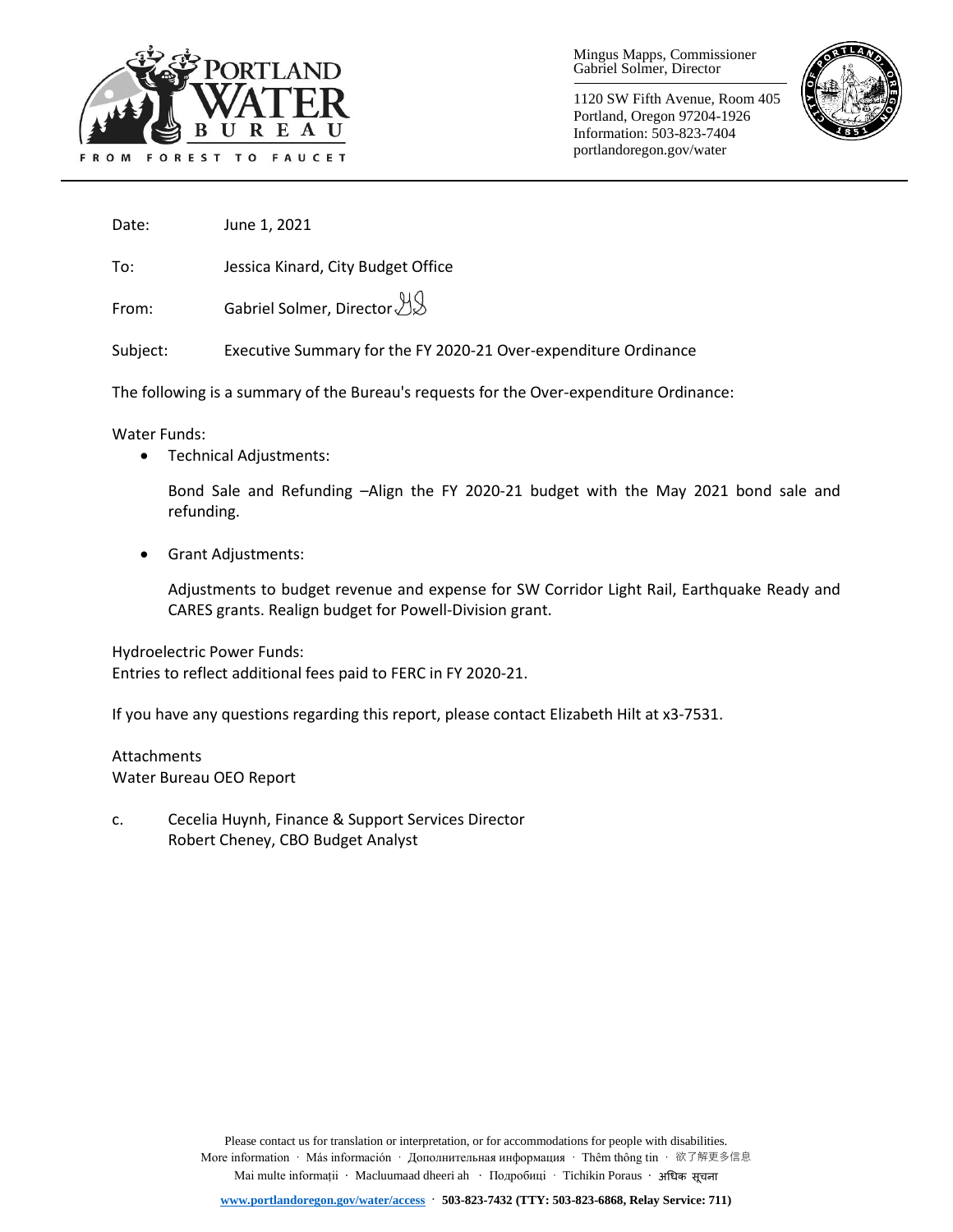PORTLAND WATER BUREAU

FROM FOREST TO FAUCET

Mingus Mapps, Commissioner
Gabriel Solmer, Director

1120 SW Fifth Avenue, Room 405
Portland, Oregon 97204-1926
Information: 503-823-7404
portlandoregon.gov/water

Date: June 1, 2021

To: Jessica Kinard, City Budget Office

From: Gabriel Solmer, Director

Subject: Executive Summary for the FY 2020-21 Over-expenditure Ordinance

The following is a summary of the Bureau's requests for the Over-expenditure Ordinance:

Water Funds:

- Technical Adjustments:

  Bond Sale and Refunding –Align the FY 2020-21 budget with the May 2021 bond sale and refunding.

- Grant Adjustments:

  Adjustments to budget revenue and expense for SW Corridor Light Rail, Earthquake Ready and CARES grants. Realign budget for Powell-Division grant.

Hydroelectric Power Funds:
Entries to reflect additional fees paid to FERC in FY 2020-21.

If you have any questions regarding this report, please contact Elizabeth Hilt at x3-7531.

Attachments
Water Bureau OEO Report

c. Cecelia Huynh, Finance & Support Services Director
Robert Cheney, CBO Budget Analyst

Please contact us for translation or interpretation, or for accommodations for people with disabilities.
More information · Más información · Дополнительная информация · Thêm thông tin · 欲了解更多信息
Mai multe informații · Macluumaad dheeri ah · Подробиці · Tichikin Poraus · अधिक सूचना

www.portlandoregon.gov/water/access · **503-823-7432 (TTY: 503-823-6868, Relay Service: 711)**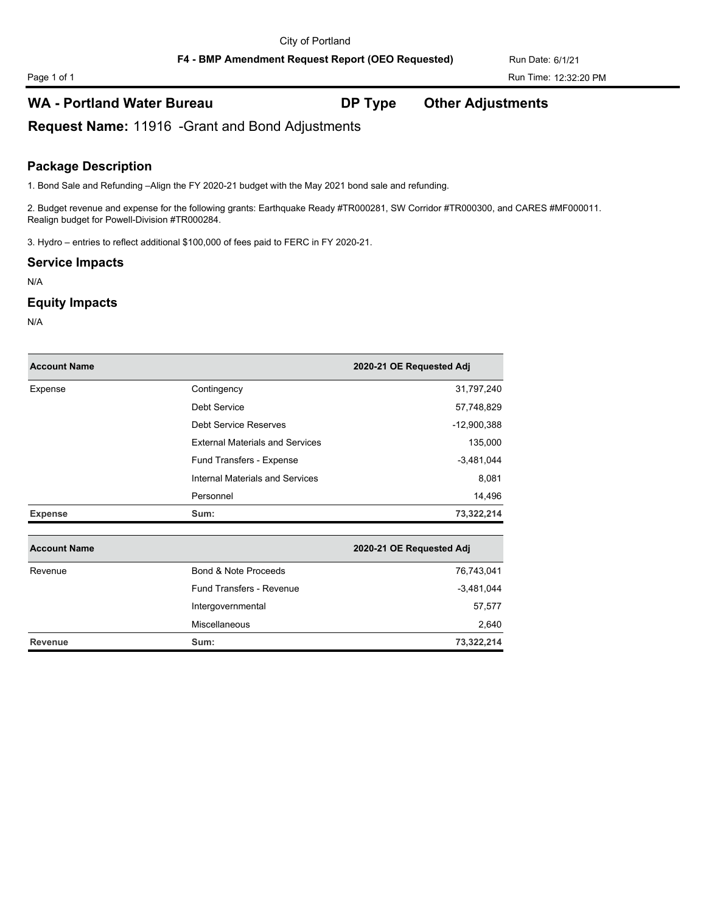City of Portland

**F4 - BMP Amendment Request Report (OEO Requested)**

Run Date: 6/1/21

Run Time: 12:32:20 PM

## WA - Portland Water Bureau    DP Type    Other Adjustments

### Request Name: 11916 -Grant and Bond Adjustments

### Package Description

1. Bond Sale and Refunding –Align the FY 2020-21 budget with the May 2021 bond sale and refunding.

2. Budget revenue and expense for the following grants: Earthquake Ready #TR000281, SW Corridor #TR000300, and CARES #MF000011. Realign budget for Powell-Division #TR000284.

3. Hydro – entries to reflect additional $100,000 of fees paid to FERC in FY 2020-21.

### Service Impacts

N/A

### Equity Impacts

N/A

| Account Name | | 2020-21 OE Requested Adj |
|---|---|---|
| Expense | Contingency | 31,797,240 |
| | Debt Service | 57,748,829 |
| | Debt Service Reserves | -12,900,388 |
| | External Materials and Services | 135,000 |
| | Fund Transfers - Expense | -3,481,044 |
| | Internal Materials and Services | 8,081 |
| | Personnel | 14,496 |
| **Expense** | **Sum:** | **73,322,214** |

| Account Name | | 2020-21 OE Requested Adj |
|---|---|---|
| Revenue | Bond & Note Proceeds | 76,743,041 |
| | Fund Transfers - Revenue | -3,481,044 |
| | Intergovernmental | 57,577 |
| | Miscellaneous | 2,640 |
| **Revenue** | **Sum:** | **73,322,214** |